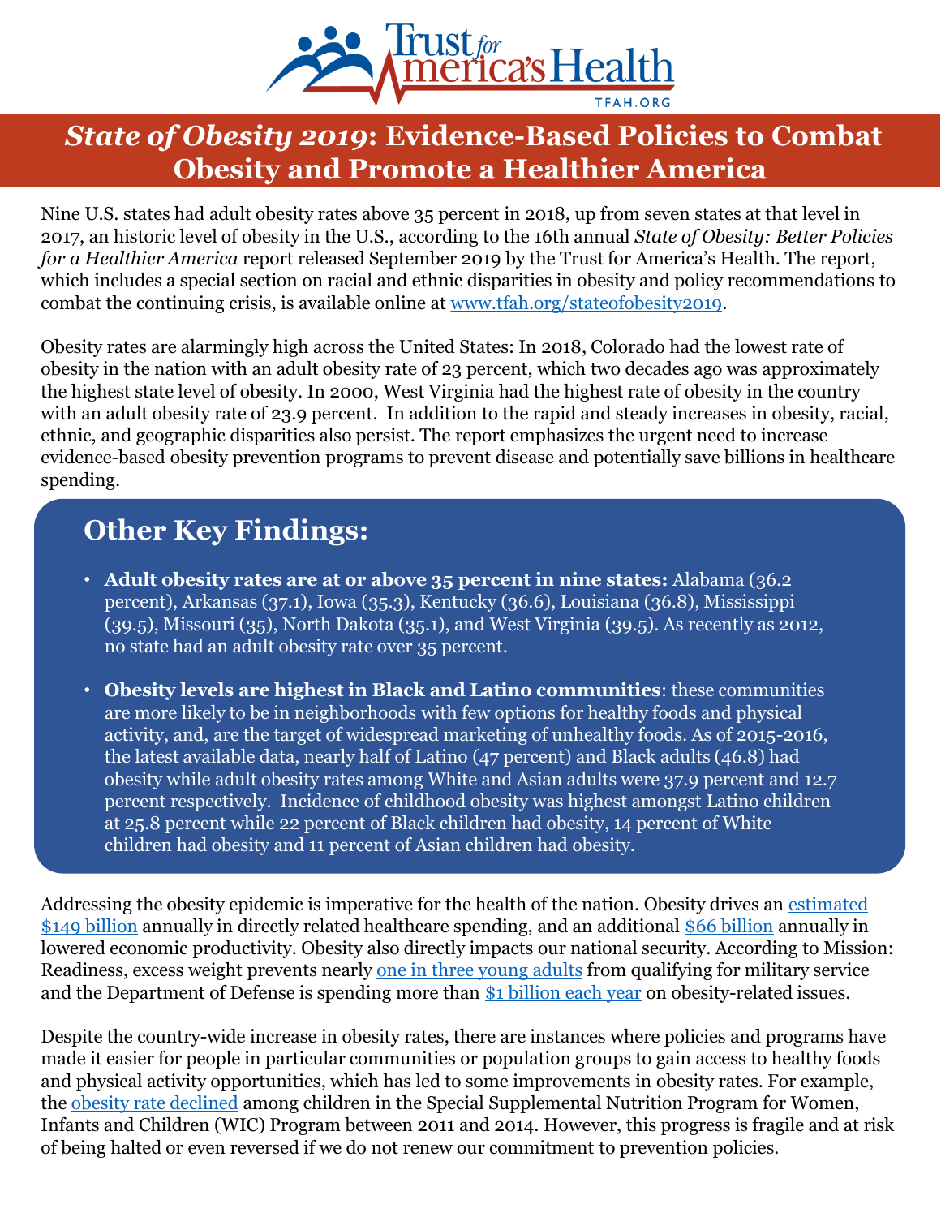# *State of Obesity 2019*: Evidence-Based Policies to Combat Obesity and Promote a Healthier America

Nine U.S. states had adult obesity rates above 35 percent in 2018, up from seven states at that level in 2017, an historic level of obesity in the U.S., according to the 16th annual *State of Obesity: Better Policies for a Healthier America* report released September 2019 by the Trust for America's Health. The report, which includes a special section on racial and ethnic disparities in obesity and policy recommendations to combat the continuing crisis, is available online at [www.tfah.org/stateofobesity2019](www.tfah.org/stateofobesity2019).

Obesity rates are alarmingly high across the United States: In 2018, Colorado had the lowest rate of obesity in the nation with an adult obesity rate of 23 percent, which two decades ago was approximately the highest state level of obesity. In 2000, West Virginia had the highest rate of obesity in the country with an adult obesity rate of 23.9 percent. In addition to the rapid and steady increases in obesity, racial, ethnic, and geographic disparities also persist. The report emphasizes the urgent need to increase evidence-based obesity prevention programs to prevent disease and potentially save billions in healthcare spending.

## Other Key Findings:

- **Adult obesity rates are at or above 35 percent in nine states:** Alabama (36.2 percent), Arkansas (37.1), Iowa (35.3), Kentucky (36.6), Louisiana (36.8), Mississippi (39.5), Missouri (35), North Dakota (35.1), and West Virginia (39.5). As recently as 2012, no state had an adult obesity rate over 35 percent.
- **Obesity levels are highest in Black and Latino communities**: these communities are more likely to be in neighborhoods with few options for healthy foods and physical activity, and, are the target of widespread marketing of unhealthy foods. As of 2015-2016, the latest available data, nearly half of Latino (47 percent) and Black adults (46.8) had obesity while adult obesity rates among White and Asian adults were 37.9 percent and 12.7 percent respectively. Incidence of childhood obesity was highest amongst Latino children at 25.8 percent while 22 percent of Black children had obesity, 14 percent of White children had obesity and 11 percent of Asian children had obesity.

Addressing the obesity epidemic is imperative for the health of the nation. Obesity drives an estimated $149 billion annually in directly related healthcare spending, and an additional $66 billion annually in lowered economic productivity. Obesity also directly impacts our national security. According to Mission: Readiness, excess weight prevents nearly one in three young adults from qualifying for military service and the Department of Defense is spending more than $1 billion each year on obesity-related issues.

Despite the country-wide increase in obesity rates, there are instances where policies and programs have made it easier for people in particular communities or population groups to gain access to healthy foods and physical activity opportunities, which has led to some improvements in obesity rates. For example, the obesity rate declined among children in the Special Supplemental Nutrition Program for Women, Infants and Children (WIC) Program between 2011 and 2014. However, this progress is fragile and at risk of being halted or even reversed if we do not renew our commitment to prevention policies.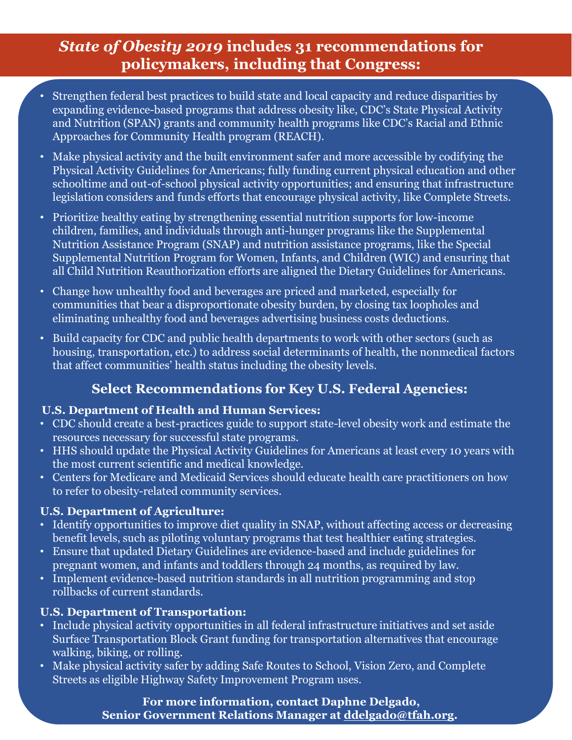## *State of Obesity 2019* includes 31 recommendations for policymakers, including that Congress:

- Strengthen federal best practices to build state and local capacity and reduce disparities by expanding evidence-based programs that address obesity like, CDC's State Physical Activity and Nutrition (SPAN) grants and community health programs like CDC's Racial and Ethnic Approaches for Community Health program (REACH).
- Make physical activity and the built environment safer and more accessible by codifying the Physical Activity Guidelines for Americans; fully funding current physical education and other schooltime and out-of-school physical activity opportunities; and ensuring that infrastructure legislation considers and funds efforts that encourage physical activity, like Complete Streets.
- Prioritize healthy eating by strengthening essential nutrition supports for low-income children, families, and individuals through anti-hunger programs like the Supplemental Nutrition Assistance Program (SNAP) and nutrition assistance programs, like the Special Supplemental Nutrition Program for Women, Infants, and Children (WIC) and ensuring that all Child Nutrition Reauthorization efforts are aligned the Dietary Guidelines for Americans.
- Change how unhealthy food and beverages are priced and marketed, especially for communities that bear a disproportionate obesity burden, by closing tax loopholes and eliminating unhealthy food and beverages advertising business costs deductions.
- Build capacity for CDC and public health departments to work with other sectors (such as housing, transportation, etc.) to address social determinants of health, the nonmedical factors that affect communities' health status including the obesity levels.

### Select Recommendations for Key U.S. Federal Agencies:

**U.S. Department of Health and Human Services:**

- CDC should create a best-practices guide to support state-level obesity work and estimate the resources necessary for successful state programs.
- HHS should update the Physical Activity Guidelines for Americans at least every 10 years with the most current scientific and medical knowledge.
- Centers for Medicare and Medicaid Services should educate health care practitioners on how to refer to obesity-related community services.

**U.S. Department of Agriculture:**

- Identify opportunities to improve diet quality in SNAP, without affecting access or decreasing benefit levels, such as piloting voluntary programs that test healthier eating strategies.
- Ensure that updated Dietary Guidelines are evidence-based and include guidelines for pregnant women, and infants and toddlers through 24 months, as required by law.
- Implement evidence-based nutrition standards in all nutrition programming and stop rollbacks of current standards.

**U.S. Department of Transportation:**

- Include physical activity opportunities in all federal infrastructure initiatives and set aside Surface Transportation Block Grant funding for transportation alternatives that encourage walking, biking, or rolling.
- Make physical activity safer by adding Safe Routes to School, Vision Zero, and Complete Streets as eligible Highway Safety Improvement Program uses.

**For more information, contact Daphne Delgado, Senior Government Relations Manager at ddelgado@tfah.org.**